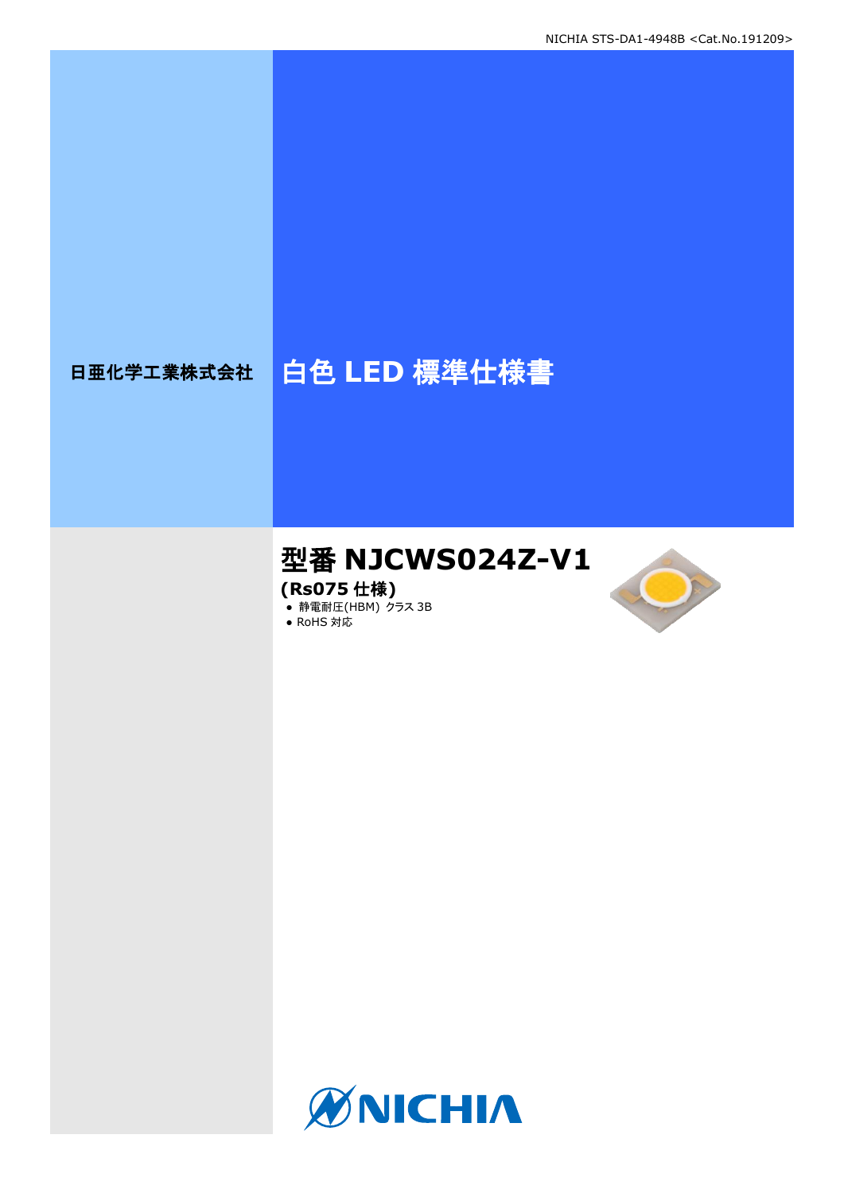NICHIA STS-DA1-4948B <Cat.No.191209>

日亜化学工業株式会社

# 白色 LED 標準仕様書

## 型番 NJCWS024Z-V1

**(Rs075 仕様)**

- 静電耐圧(HBM) クラス 3B
- RoHS 対応

NICHIA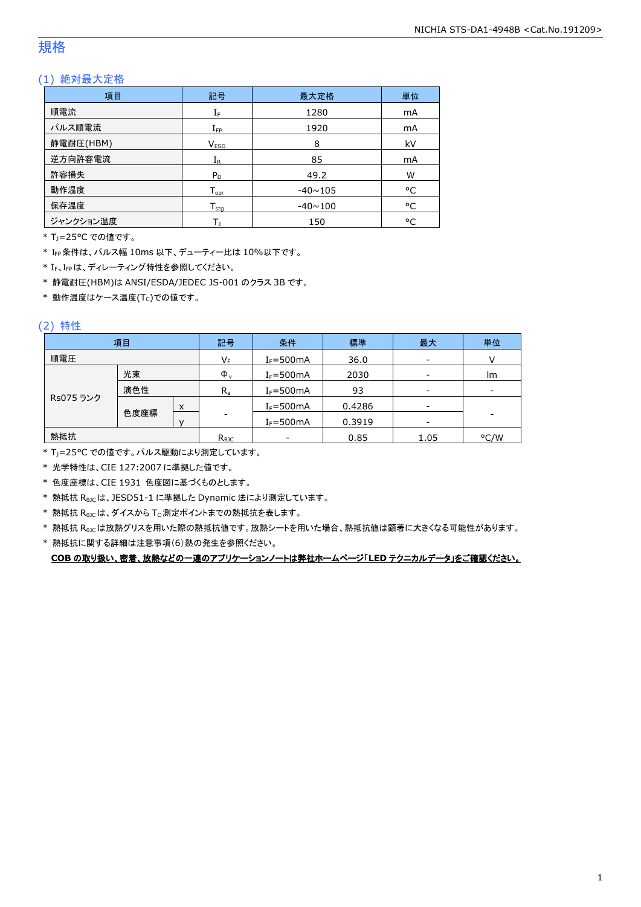# 規格

## (1) 絶対最大定格

| 項目 | 記号 | 最大定格 | 単位 |
|---|---|---|---|
| 順電流 | $I_F$ | 1280 | mA |
| パルス順電流 | $I_{FP}$ | 1920 | mA |
| 静電耐圧(HBM) | $V_{ESD}$ | 8 | kV |
| 逆方向許容電流 | $I_R$ | 85 | mA |
| 許容損失 | $P_D$ | 49.2 | W |
| 動作温度 | $T_{opr}$ | -40~105 | °C |
| 保存温度 | $T_{stg}$ | -40~100 | °C |
| ジャンクション温度 | $T_J$ | 150 | °C |

* $T_J$=25°C での値です。
* $I_{FP}$条件は、パルス幅 10ms 以下、デューティー比は 10%以下です。
* $I_F$、$I_{FP}$は、ディレーティング特性を参照してください。
* 静電耐圧(HBM)は ANSI/ESDA/JEDEC JS-001 のクラス 3B です。
* 動作温度はケース温度($T_C$)での値です。

## (2) 特性

| 項目 | | | 記号 | 条件 | 標準 | 最大 | 単位 |
|---|---|---|---|---|---|---|---|
| 順電圧 | | | $V_F$ | $I_F$=500mA | 36.0 | - | V |
| Rs075 ランク | 光束 | | $\Phi_v$ | $I_F$=500mA | 2030 | - | lm |
| | 演色性 | | $R_a$ | $I_F$=500mA | 93 | - | - |
| | 色度座標 | x | - | $I_F$=500mA | 0.4286 | - | - |
| | | y | | $I_F$=500mA | 0.3919 | - | |
| 熱抵抗 | | | $R_{\theta JC}$ | - | 0.85 | 1.05 | °C/W |

* $T_J$=25°C での値です。パルス駆動により測定しています。
* 光学特性は、CIE 127:2007 に準拠した値です。
* 色度座標は、CIE 1931 色度図に基づくものとします。
* 熱抵抗 $R_{\theta JC}$は、JESD51-1 に準拠した Dynamic 法により測定しています。
* 熱抵抗 $R_{\theta JC}$は、ダイスから $T_C$測定ポイントまでの熱抵抗を表します。
* 熱抵抗 $R_{\theta JC}$は放熱グリスを用いた際の熱抵抗値です。放熱シートを用いた場合、熱抵抗値は顕著に大きくなる可能性があります。
* 熱抵抗に関する詳細は注意事項(6)熱の発生を参照ください。

**COB の取り扱い、密着、放熱などの一連のアプリケーションノートは弊社ホームページ「LED テクニカルデータ」をご確認ください。**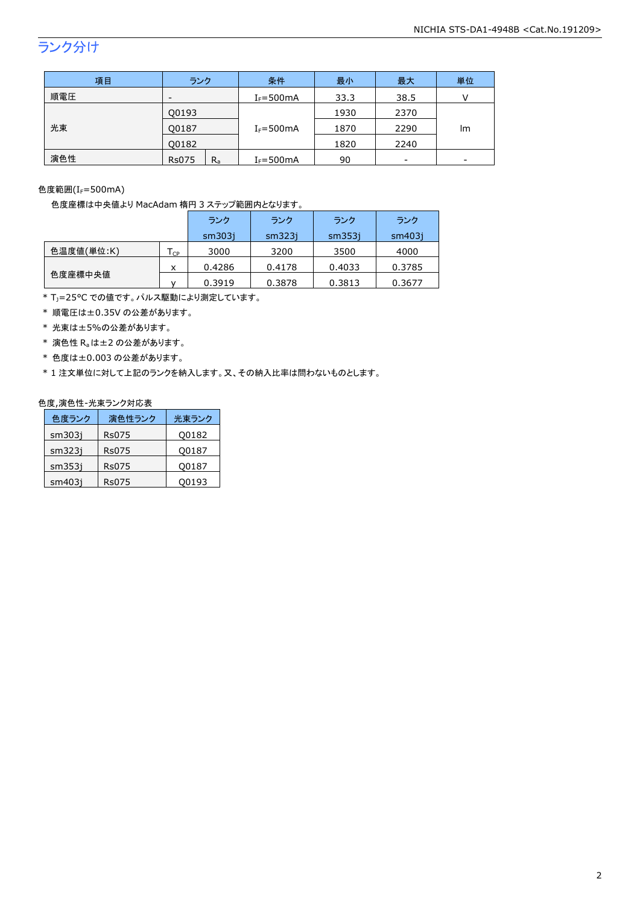## ランク分け

| 項目 | ランク | | 条件 | 最小 | 最大 | 単位 |
|---|---|---|---|---|---|---|
| 順電圧 | - | | $I_F$=500mA | 33.3 | 38.5 | V |
| 光束 | Q0193 | | $I_F$=500mA | 1930 | 2370 | lm |
| | Q0187 | | | 1870 | 2290 | |
| | Q0182 | | | 1820 | 2240 | |
| 演色性 | Rs075 | $R_a$ | $I_F$=500mA | 90 | - | - |

色度範囲($I_F$=500mA)

色度座標は中央値より MacAdam 楕円 3 ステップ範囲内となります。

| | | ランク sm303j | ランク sm323j | ランク sm353j | ランク sm403j |
|---|---|---|---|---|---|
| 色温度値(単位:K) | $T_{CP}$ | 3000 | 3200 | 3500 | 4000 |
| 色度座標中央値 | x | 0.4286 | 0.4178 | 0.4033 | 0.3785 |
| | y | 0.3919 | 0.3878 | 0.3813 | 0.3677 |

* $T_J$=25°C での値です。パルス駆動により測定しています。
* 順電圧は±0.35V の公差があります。
* 光束は±5%の公差があります。
* 演色性 $R_a$ は±2 の公差があります。
* 色度は±0.003 の公差があります。
* 1 注文単位に対して上記のランクを納入します。又、その納入比率は問わないものとします。

色度,演色性-光束ランク対応表

| 色度ランク | 演色性ランク | 光束ランク |
|---|---|---|
| sm303j | Rs075 | Q0182 |
| sm323j | Rs075 | Q0187 |
| sm353j | Rs075 | Q0187 |
| sm403j | Rs075 | Q0193 |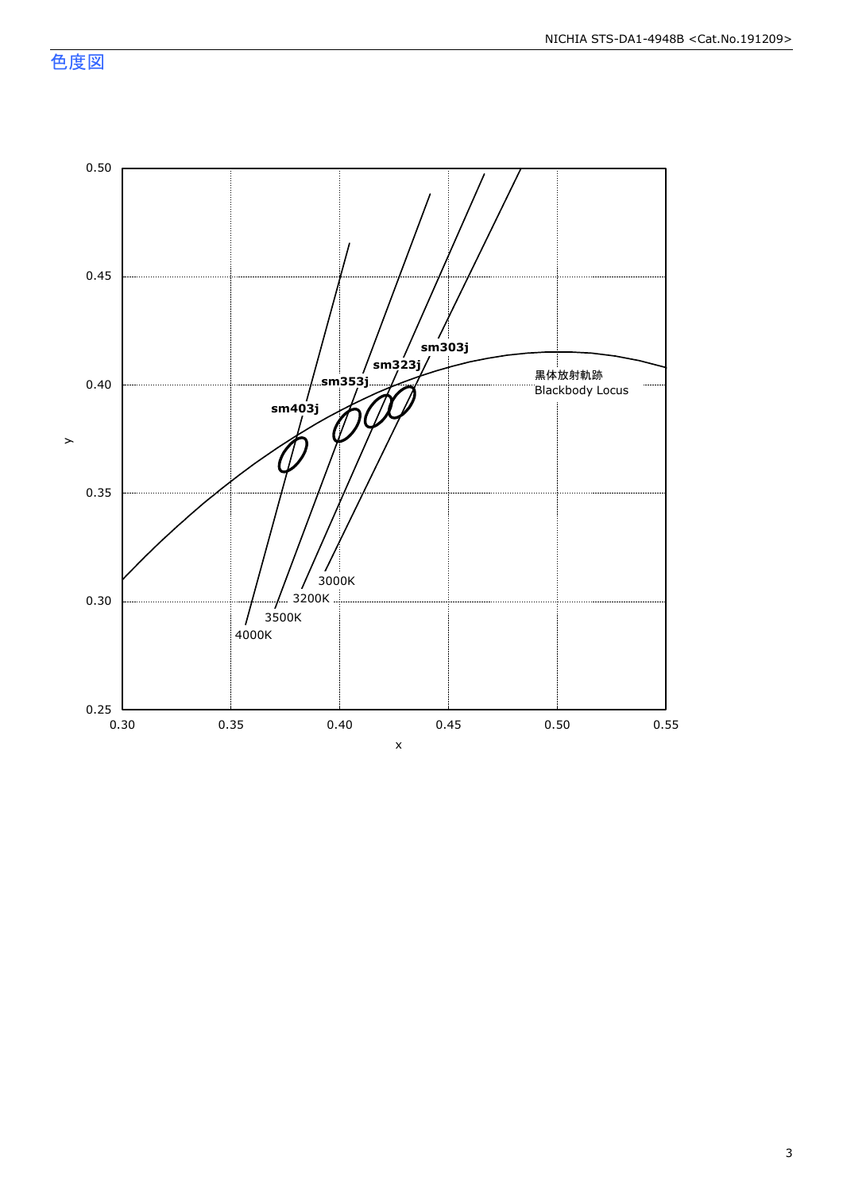## 色度図

0.50

0.45

0.40

0.35

0.30

0.25

y

0.30 0.35 0.40 0.45 0.50 0.55

x

sm403j

sm353j

sm323j

sm303j

黒体放射軌跡

Blackbody Locus

4000K

3500K

3200K

3000K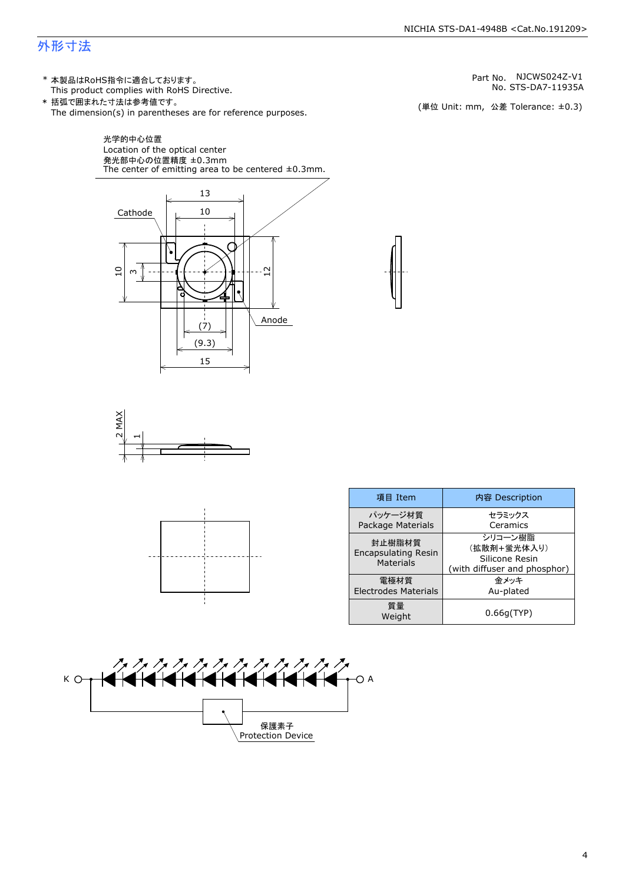# 外形寸法

\* 本製品はRoHS指令に適合しております。
  This product complies with RoHS Directive.

\* 括弧で囲まれた寸法は参考値です。
  The dimension(s) in parentheses are for reference purposes.

Part No.　NJCWS024Z-V1
No. STS-DA7-11935A

(単位 Unit: mm,　公差 Tolerance: ±0.3)

光学的中心位置
Location of the optical center
発光部中心の位置精度 ±0.3mm
The center of emitting area to be centered ±0.3mm.

Cathode

Anode

13

10

10

3

12

(7)

(9.3)

15

2 MAX

1

| 項目 Item | 内容 Description |
|---|---|
| パッケージ材質<br>Package Materials | セラミックス<br>Ceramics |
| 封止樹脂材質<br>Encapsulating Resin Materials | シリコーン樹脂<br>(拡散剤+蛍光体入り)<br>Silicone Resin<br>(with diffuser and phosphor) |
| 電極材質<br>Electrodes Materials | 金メッキ<br>Au-plated |
| 質量<br>Weight | 0.66g(TYP) |

K

A

保護素子
Protection Device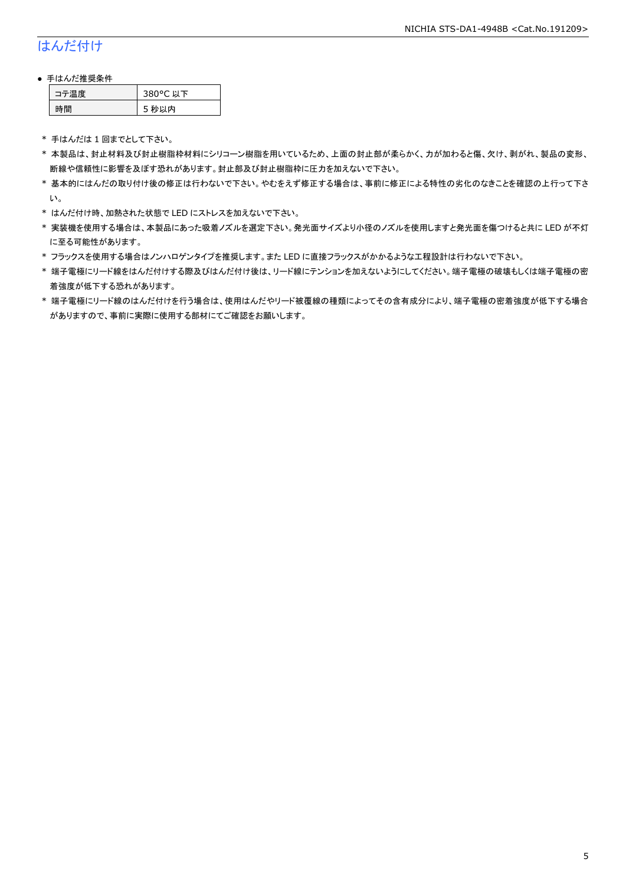# はんだ付け

- 手はんだ推奨条件

| コテ温度 | 380°C 以下 |
|---|---|
| 時間 | 5 秒以内 |

\* 手はんだは 1 回までとして下さい。

\* 本製品は、封止材料及び封止樹脂枠材料にシリコーン樹脂を用いているため、上面の封止部が柔らかく、力が加わると傷、欠け、剥がれ、製品の変形、断線や信頼性に影響を及ぼす恐れがあります。封止部及び封止樹脂枠に圧力を加えないで下さい。

\* 基本的にはんだの取り付け後の修正は行わないで下さい。やむをえず修正する場合は、事前に修正による特性の劣化のなきことを確認の上行って下さい。

\* はんだ付け時、加熱された状態で LED にストレスを加えないで下さい。

\* 実装機を使用する場合は、本製品にあった吸着ノズルを選定下さい。発光面サイズより小径のノズルを使用しますと発光面を傷つけると共に LED が不灯に至る可能性があります。

\* フラックスを使用する場合はノンハロゲンタイプを推奨します。また LED に直接フラックスがかかるような工程設計は行わないで下さい。

\* 端子電極にリード線をはんだ付けする際及びはんだ付け後は、リード線にテンションを加えないようにしてください。端子電極の破壊もしくは端子電極の密着強度が低下する恐れがあります。

\* 端子電極にリード線のはんだ付けを行う場合は、使用はんだやリード被覆線の種類によってその含有成分により、端子電極の密着強度が低下する場合がありますので、事前に実際に使用する部材にてご確認をお願いします。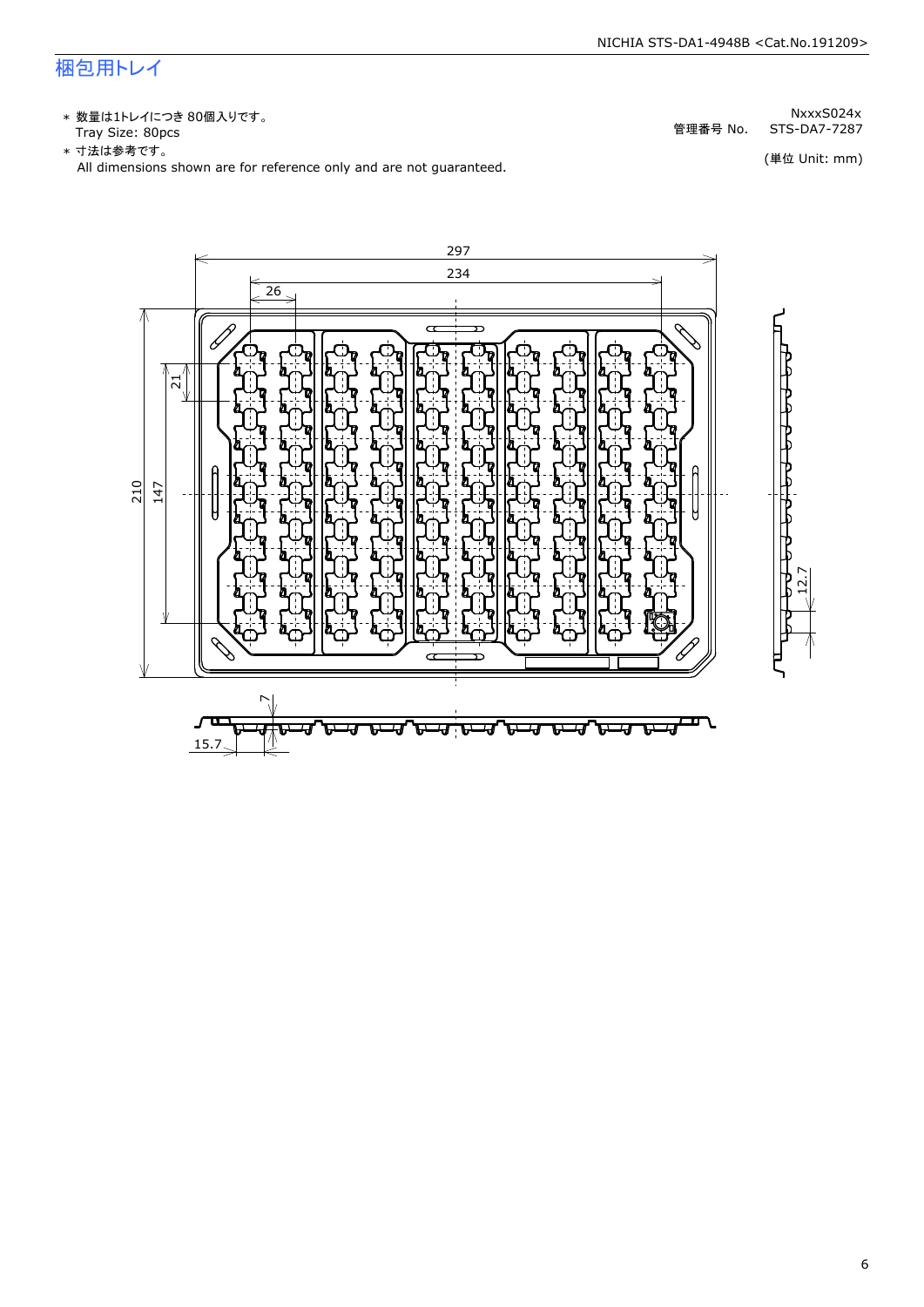# 梱包用トレイ

* 数量は1トレイにつき 80個入りです。
  Tray Size: 80pcs
* 寸法は参考です。
  All dimensions shown are for reference only and are not guaranteed.

NxxxS024x
管理番号 No. STS-DA7-7287

(単位 Unit: mm)

297
234
26
21
210
147
12.7
7
15.7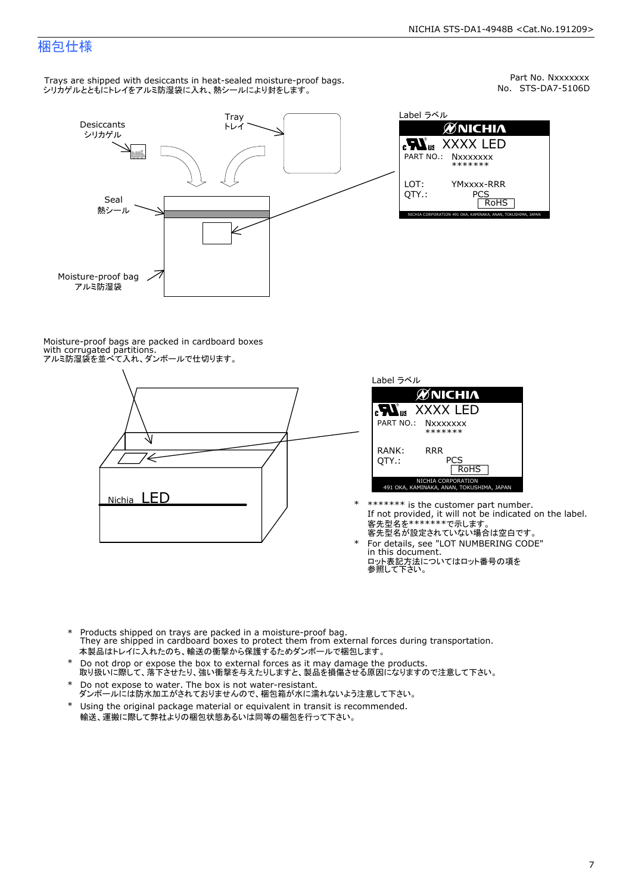# 梱包仕様

Part No. Nxxxxxxx
No. STS-DA7-5106D

Trays are shipped with desiccants in heat-sealed moisture-proof bags.
シリカゲルとともにトレイをアルミ防湿袋に入れ、熱シールにより封をします。

Desiccants
シリカゲル

Tray
トレイ

Seal
熱シール

Moisture-proof bag
アルミ防湿袋

Label ラベル

NICHIA
XXXX LED
PART NO.: Nxxxxxxx
*******
LOT: YMxxxx-RRR
QTY.: PCS
RoHS
NICHIA CORPORATION 491 OKA, KAMINAKA, ANAN, TOKUSHIMA, JAPAN

Moisture-proof bags are packed in cardboard boxes with corrugated partitions.
アルミ防湿袋を並べて入れ、ダンボールで仕切ります。

Nichia LED

Label ラベル

NICHIA
XXXX LED
PART NO.: Nxxxxxxx
*******
RANK: RRR
QTY.: PCS
RoHS
NICHIA CORPORATION
491 OKA, KAMINAKA, ANAN, TOKUSHIMA, JAPAN

- ******* is the customer part number.
  If not provided, it will not be indicated on the label.
  客先型名を*******で示します。
  客先型名が設定されていない場合は空白です。
- For details, see "LOT NUMBERING CODE" in this document.
  ロット表記方法についてはロット番号の項を参照して下さい。

- Products shipped on trays are packed in a moisture-proof bag.
  They are shipped in cardboard boxes to protect them from external forces during transportation.
  本製品はトレイに入れたのち、輸送の衝撃から保護するためダンボールで梱包します。
- Do not drop or expose the box to external forces as it may damage the products.
  取り扱いに際して、落下させたり、強い衝撃を与えたりしますと、製品を損傷させる原因になりますので注意して下さい。
- Do not expose to water. The box is not water-resistant.
  ダンボールには防水加工がされておりませんので、梱包箱が水に濡れないよう注意して下さい。
- Using the original package material or equivalent in transit is recommended.
  輸送、運搬に際して弊社よりの梱包状態あるいは同等の梱包を行って下さい。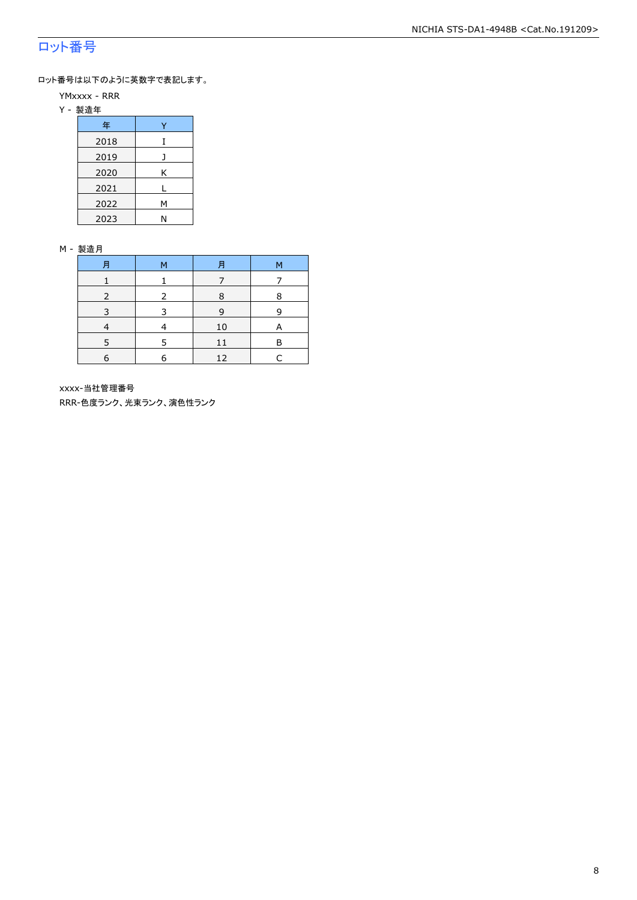# ロット番号

ロット番号は以下のように英数字で表記します。

YMxxxx - RRR

Y - 製造年

| 年 | Y |
|---|---|
| 2018 | I |
| 2019 | J |
| 2020 | K |
| 2021 | L |
| 2022 | M |
| 2023 | N |

M - 製造月

| 月 | M | 月 | M |
|---|---|---|---|
| 1 | 1 | 7 | 7 |
| 2 | 2 | 8 | 8 |
| 3 | 3 | 9 | 9 |
| 4 | 4 | 10 | A |
| 5 | 5 | 11 | B |
| 6 | 6 | 12 | C |

xxxx-当社管理番号

RRR-色度ランク、光束ランク、演色性ランク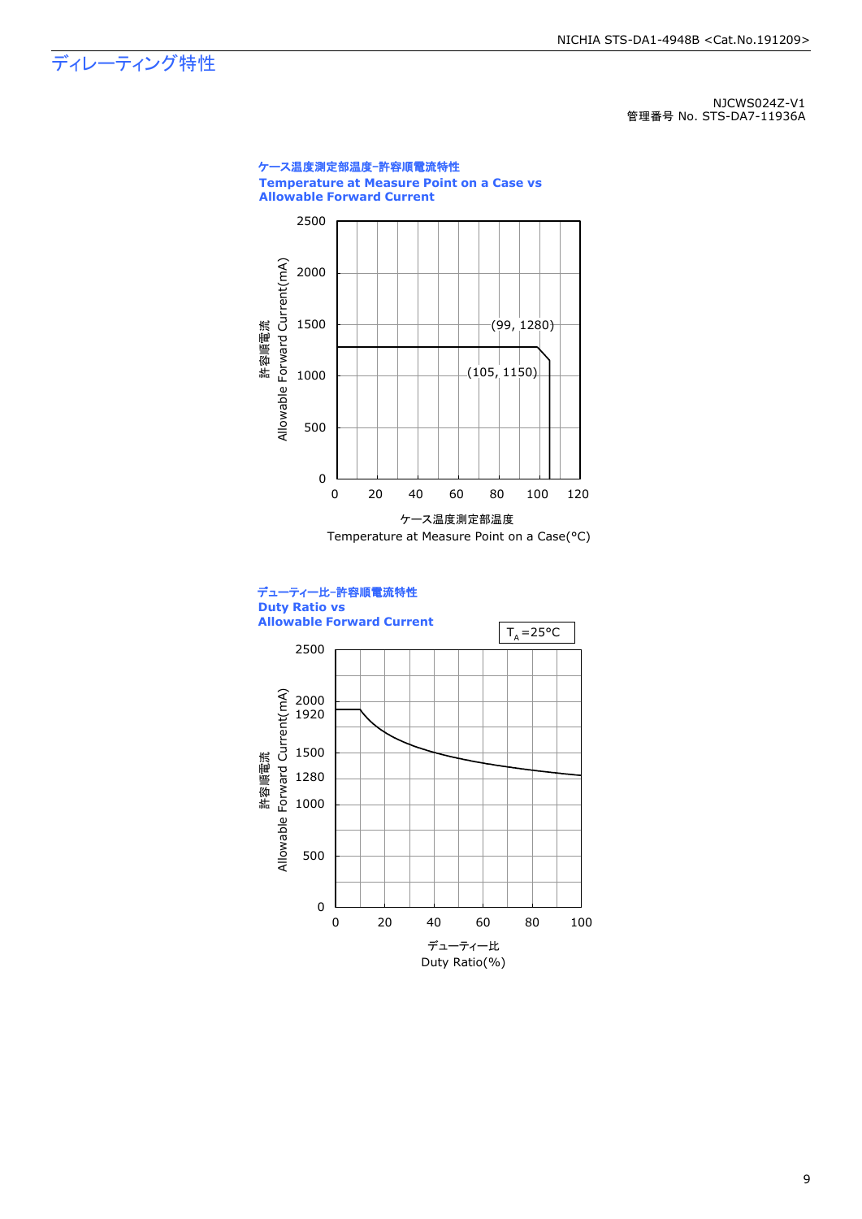# ディレーティング特性

NJCWS024Z-V1
管理番号 No. STS-DA7-11936A

**ケース温度測定部温度-許容順電流特性**
**Temperature at Measure Point on a Case vs**
**Allowable Forward Current**

許容順電流
Allowable Forward Current(mA)

(99, 1280)
(105, 1150)

ケース温度測定部温度
Temperature at Measure Point on a Case(°C)

**デューティー比-許容順電流特性**
**Duty Ratio vs**
**Allowable Forward Current**

$T_A$=25°C

許容順電流
Allowable Forward Current(mA)

デューティー比
Duty Ratio(%)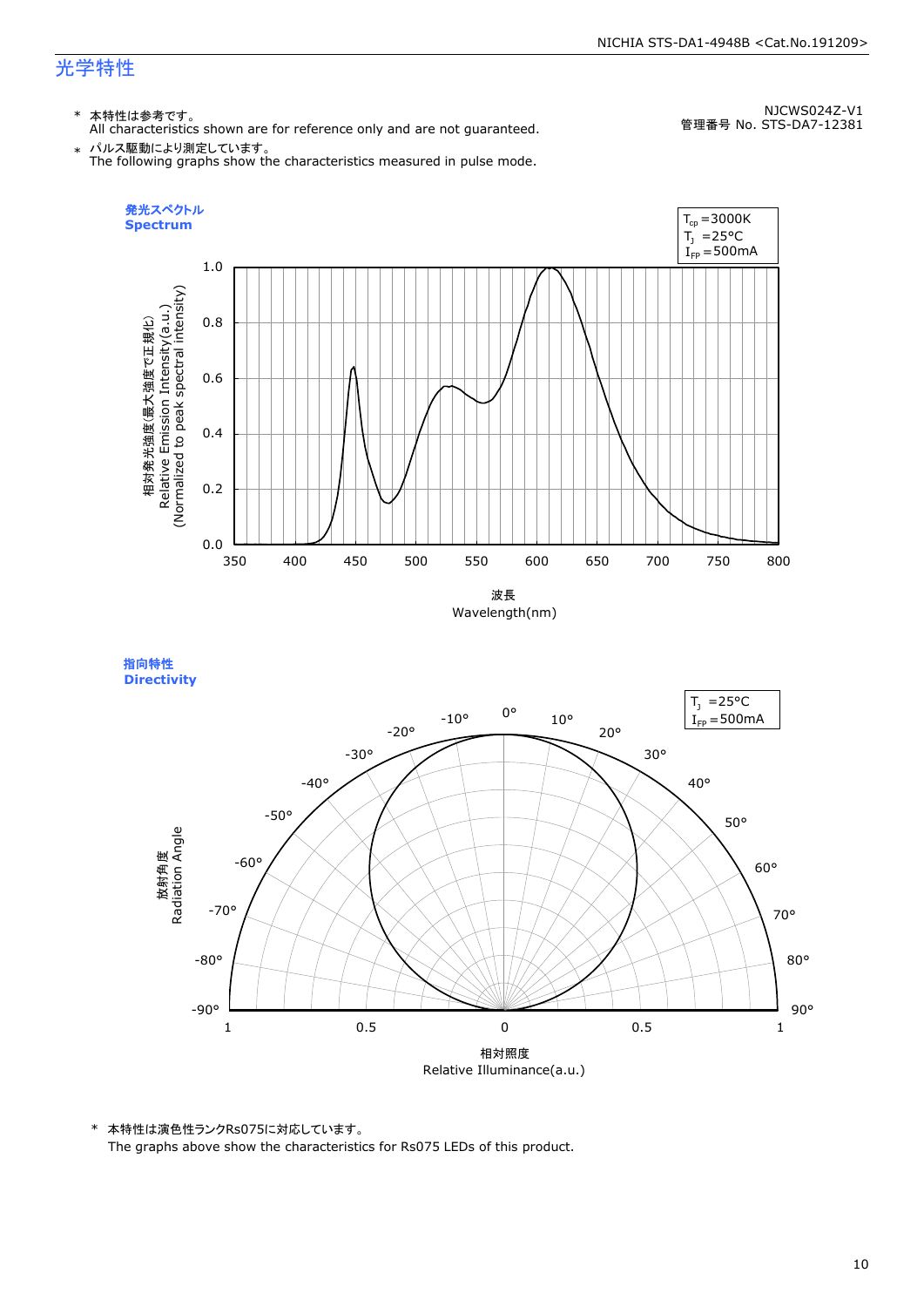## 光学特性

NJCWS024Z-V1
管理番号 No. STS-DA7-12381

\* 本特性は参考です。
All characteristics shown are for reference only and are not guaranteed.

\* パルス駆動により測定しています。
The following graphs show the characteristics measured in pulse mode.

**発光スペクトル**
**Spectrum**

$T_{cp}$ =3000K
$T_J$ =25°C
$I_{FP}$ =500mA

相対発光強度(最大強度で正規化)
Relative Emission Intensity(a.u.)
(Normalized to peak spectral intensity)

波長
Wavelength(nm)

**指向特性**
**Directivity**

$T_J$ =25°C
$I_{FP}$ =500mA

放射角度
Radiation Angle

相対照度
Relative Illuminance(a.u.)

\* 本特性は演色性ランクRs075に対応しています。
The graphs above show the characteristics for Rs075 LEDs of this product.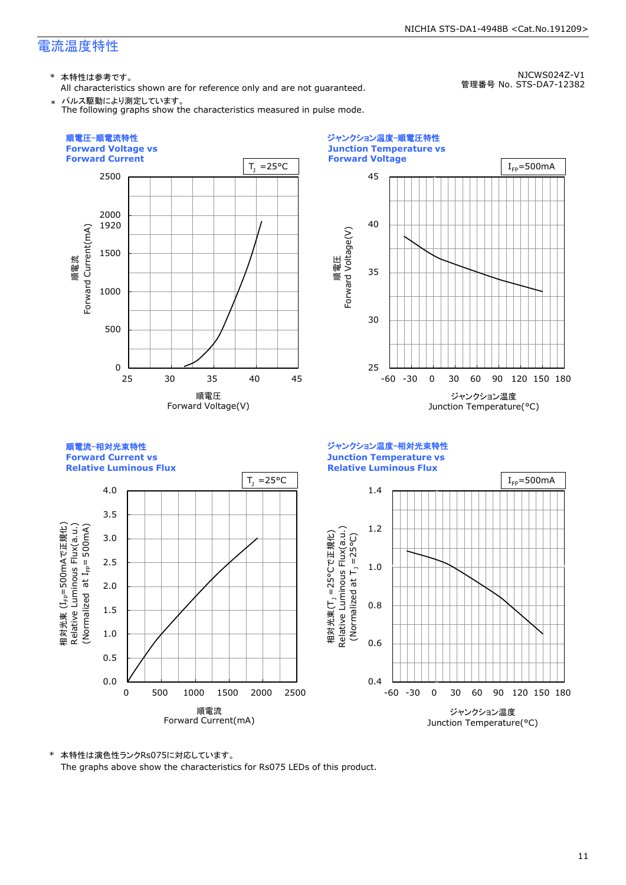## 電流温度特性

NJCWS024Z-V1
管理番号 No. STS-DA7-12382

\* 本特性は参考です。
All characteristics shown are for reference only and are not guaranteed.

\* パルス駆動により測定しています。
The following graphs show the characteristics measured in pulse mode.

### 順電圧-順電流特性 Forward Voltage vs Forward Current

$T_J$ =25°C

縦軸: 順電流 Forward Current(mA) — 0, 500, 1000, 1500, 1920, 2000, 2500

横軸: 順電圧 Forward Voltage(V) — 25, 30, 35, 40, 45

### ジャンクション温度-順電圧特性 Junction Temperature vs Forward Voltage

$I_{FP}$=500mA

縦軸: 順電圧 Forward Voltage(V) — 25, 30, 35, 40, 45

横軸: ジャンクション温度 Junction Temperature(°C) — -60, -30, 0, 30, 60, 90, 120, 150, 180

### 順電流-相対光束特性 Forward Current vs Relative Luminous Flux

$T_J$ =25°C

縦軸: 相対光束 ($I_{FP}$=500mAで正規化) Relative Luminous Flux(a.u.) (Normalized at $I_{FP}$= 500mA) — 0.0, 0.5, 1.0, 1.5, 2.0, 2.5, 3.0, 3.5, 4.0

横軸: 順電流 Forward Current(mA) — 0, 500, 1000, 1500, 2000, 2500

### ジャンクション温度-相対光束特性 Junction Temperature vs Relative Luminous Flux

$I_{FP}$=500mA

縦軸: 相対光束($T_J$ =25°Cで正規化) Relative Luminous Flux(a.u.) (Normalized at $T_J$ =25°C) — 0.4, 0.6, 0.8, 1.0, 1.2, 1.4

横軸: ジャンクション温度 Junction Temperature(°C) — -60, -30, 0, 30, 60, 90, 120, 150, 180

\* 本特性は演色性ランクRs075に対応しています。
The graphs above show the characteristics for Rs075 LEDs of this product.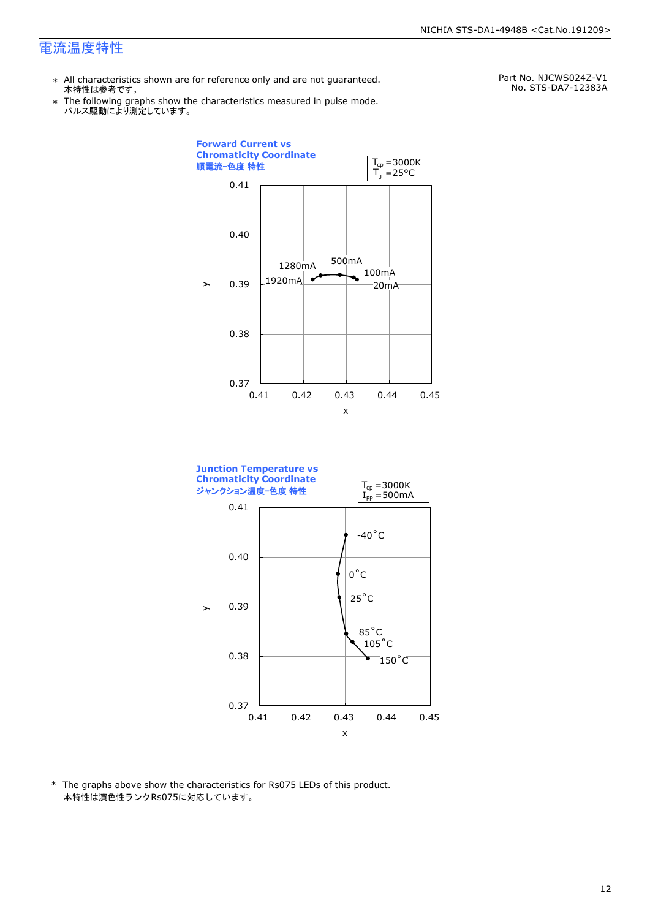# 電流温度特性

Part No. NJCWS024Z-V1
No. STS-DA7-12383A

- ＊ All characteristics shown are for reference only and are not guaranteed.
  本特性は参考です。
- ＊ The following graphs show the characteristics measured in pulse mode.
  パルス駆動により測定しています。

**Forward Current vs Chromaticity Coordinate**
**順電流-色度 特性**

$T_{cp}$ =3000K
$T_J$ =25°C

Data points (x axis 0.41–0.45, y axis 0.37–0.41): 1920mA, 1280mA, 500mA, 100mA, 20mA

**Junction Temperature vs Chromaticity Coordinate**
**ジャンクション温度-色度 特性**

$T_{cp}$ =3000K
$I_{FP}$ =500mA

Data points (x axis 0.41–0.45, y axis 0.37–0.41): -40°C, 0°C, 25°C, 85°C, 105°C, 150°C

\* The graphs above show the characteristics for Rs075 LEDs of this product.
本特性は演色性ランクRs075に対応しています。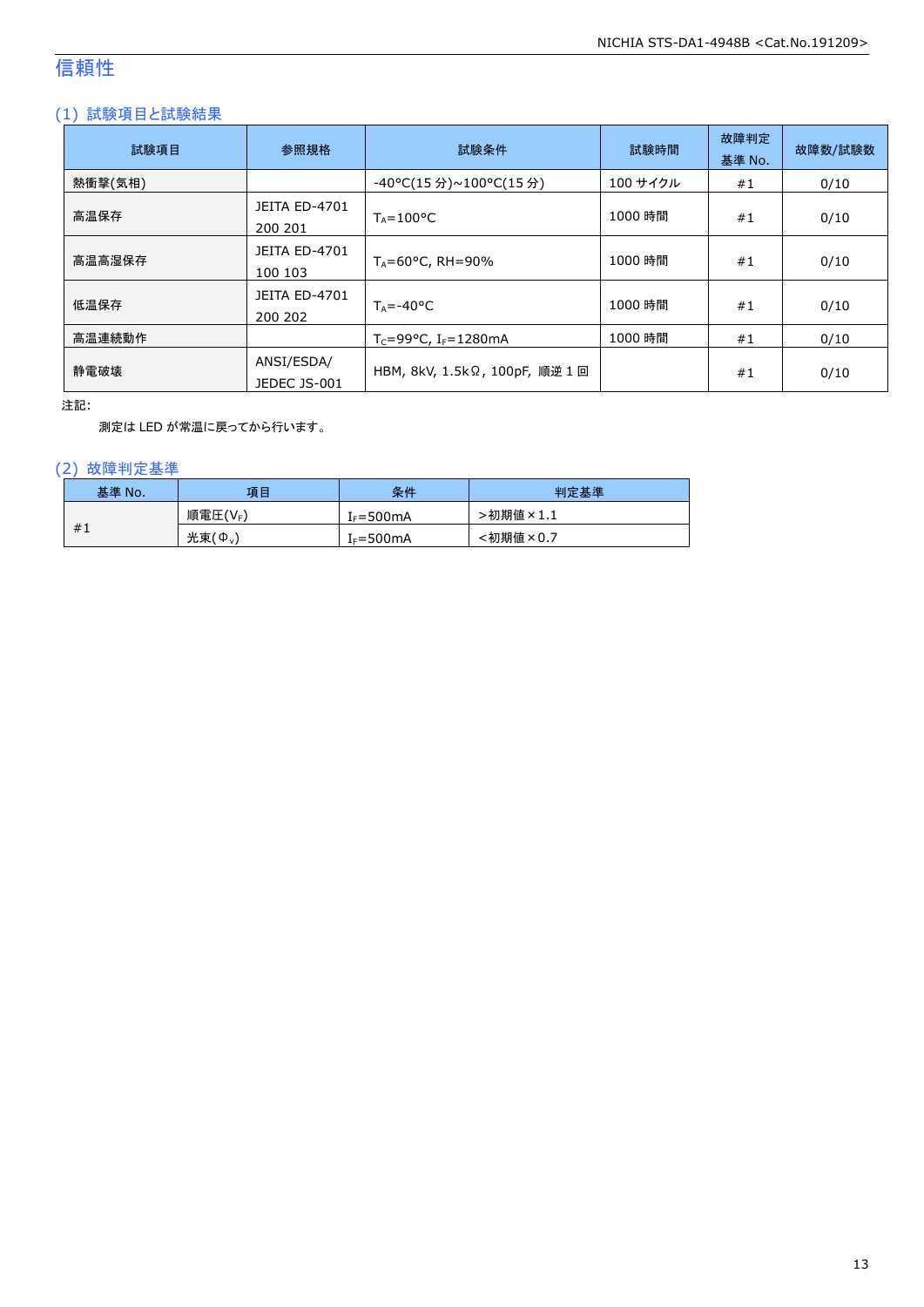# 信頼性

## (1) 試験項目と試験結果

| 試験項目 | 参照規格 | 試験条件 | 試験時間 | 故障判定基準 No. | 故障数/試験数 |
|---|---|---|---|---|---|
| 熱衝撃(気相) | | -40°C(15 分)~100°C(15 分) | 100 サイクル | #1 | 0/10 |
| 高温保存 | JEITA ED-4701 200 201 | $T_A$=100°C | 1000 時間 | #1 | 0/10 |
| 高温高湿保存 | JEITA ED-4701 100 103 | $T_A$=60°C, RH=90% | 1000 時間 | #1 | 0/10 |
| 低温保存 | JEITA ED-4701 200 202 | $T_A$=-40°C | 1000 時間 | #1 | 0/10 |
| 高温連続動作 | | $T_C$=99°C, $I_F$=1280mA | 1000 時間 | #1 | 0/10 |
| 静電破壊 | ANSI/ESDA/ JEDEC JS-001 | HBM, 8kV, 1.5kΩ, 100pF, 順逆 1 回 | | #1 | 0/10 |

注記:

測定は LED が常温に戻ってから行います。

## (2) 故障判定基準

| 基準 No. | 項目 | 条件 | 判定基準 |
|---|---|---|---|
| #1 | 順電圧($V_F$) | $I_F$=500mA | >初期値×1.1 |
| | 光束($\Phi_v$) | $I_F$=500mA | <初期値×0.7 |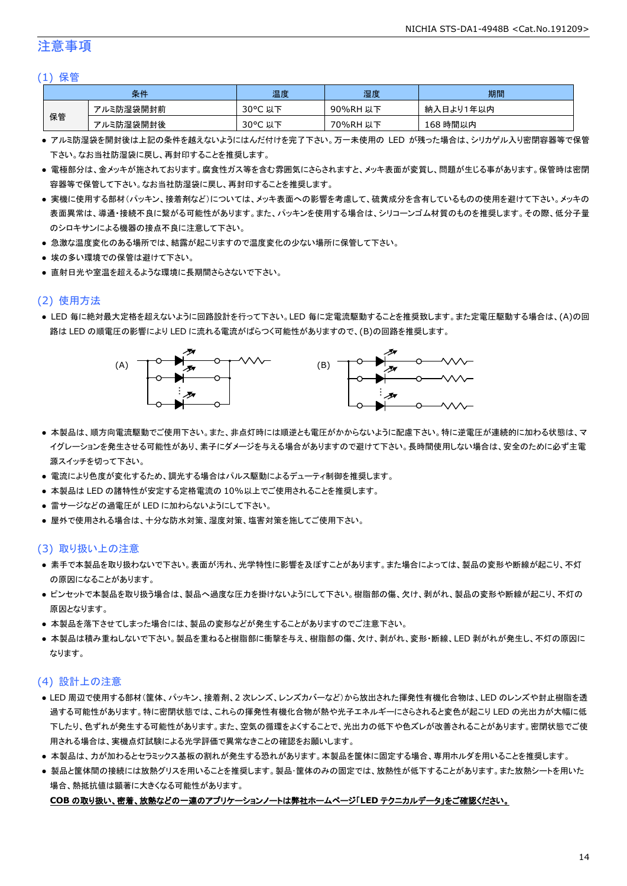## 注意事項

### (1) 保管

| 条件 | | 温度 | 湿度 | 期間 |
|---|---|---|---|---|
| 保管 | アルミ防湿袋開封前 | 30°C 以下 | 90%RH 以下 | 納入日より1年以内 |
| | アルミ防湿袋開封後 | 30°C 以下 | 70%RH 以下 | 168 時間以内 |

- アルミ防湿袋を開封後は上記の条件を越えないようにはんだ付けを完了下さい。万一未使用の LED が残った場合は、シリカゲル入り密閉容器等で保管下さい。なお当社防湿袋に戻し、再封印することを推奨します。
- 電極部分は、金メッキが施されております。腐食性ガス等を含む雰囲気にさらされますと、メッキ表面が変質し、問題が生じる事があります。保管時は密閉容器等で保管して下さい。なお当社防湿袋に戻し、再封印することを推奨します。
- 実機に使用する部材(パッキン、接着剤など)については、メッキ表面への影響を考慮して、硫黄成分を含有しているものの使用を避けて下さい。メッキの表面異常は、導通・接続不良に繋がる可能性があります。また、パッキンを使用する場合は、シリコーンゴム材質のものを推奨します。その際、低分子量のシロキサンによる機器の接点不良に注意して下さい。
- 急激な温度変化のある場所では、結露が起こりますので温度変化の少ない場所に保管して下さい。
- 埃の多い環境での保管は避けて下さい。
- 直射日光や室温を超えるような環境に長期間さらさないで下さい。

### (2) 使用方法

- LED 毎に絶対最大定格を超えないように回路設計を行って下さい。LED 毎に定電流駆動することを推奨致します。また定電圧駆動する場合は、(A)の回路は LED の順電圧の影響により LED に流れる電流がばらつく可能性がありますので、(B)の回路を推奨します。

(A)　　　　(B)

- 本製品は、順方向電流駆動でご使用下さい。また、非点灯時には順逆とも電圧がかからないように配慮下さい。特に逆電圧が連続的に加わる状態は、マイグレーションを発生させる可能性があり、素子にダメージを与える場合がありますので避けて下さい。長時間使用しない場合は、安全のために必ず主電源スイッチを切って下さい。
- 電流により色度が変化するため、調光する場合はパルス駆動によるデューティ制御を推奨します。
- 本製品は LED の諸特性が安定する定格電流の 10%以上でご使用されることを推奨します。
- 雷サージなどの過電圧が LED に加わらないようにして下さい。
- 屋外で使用される場合は、十分な防水対策、湿度対策、塩害対策を施してご使用下さい。

### (3) 取り扱い上の注意

- 素手で本製品を取り扱わないで下さい。表面が汚れ、光学特性に影響を及ぼすことがあります。また場合によっては、製品の変形や断線が起こり、不灯の原因になることがあります。
- ピンセットで本製品を取り扱う場合は、製品へ過度な圧力を掛けないようにして下さい。樹脂部の傷、欠け、剥がれ、製品の変形や断線が起こり、不灯の原因となります。
- 本製品を落下させてしまった場合には、製品の変形などが発生することがありますのでご注意下さい。
- 本製品は積み重ねしないで下さい。製品を重ねると樹脂部に衝撃を与え、樹脂部の傷、欠け、剥がれ、変形・断線、LED 剥がれが発生し、不灯の原因になります。

### (4) 設計上の注意

- LED 周辺で使用する部材(筐体、パッキン、接着剤、2 次レンズ、レンズカバーなど)から放出された揮発性有機化合物は、LED のレンズや封止樹脂を透過する可能性があります。特に密閉状態では、これらの揮発性有機化合物が熱や光子エネルギーにさらされると変色が起こり LED の光出力が大幅に低下したり、色ずれが発生する可能性があります。また、空気の循環をよくすることで、光出力の低下や色ズレが改善されることがあります。密閉状態でご使用される場合は、実機点灯試験による光学評価で異常なきことの確認をお願いします。
- 本製品は、力が加わるとセラミックス基板の割れが発生する恐れがあります。本製品を筐体に固定する場合、専用ホルダを用いることを推奨します。
- 製品と筐体間の接続には放熱グリスを用いることを推奨します。製品･筐体のみの固定では、放熱性が低下することがあります。また放熱シートを用いた場合、熱抵抗値は顕著に大きくなる可能性があります。

**COB の取り扱い、密着、放熱などの一連のアプリケーションノートは弊社ホームページ「LED テクニカルデータ」をご確認ください。**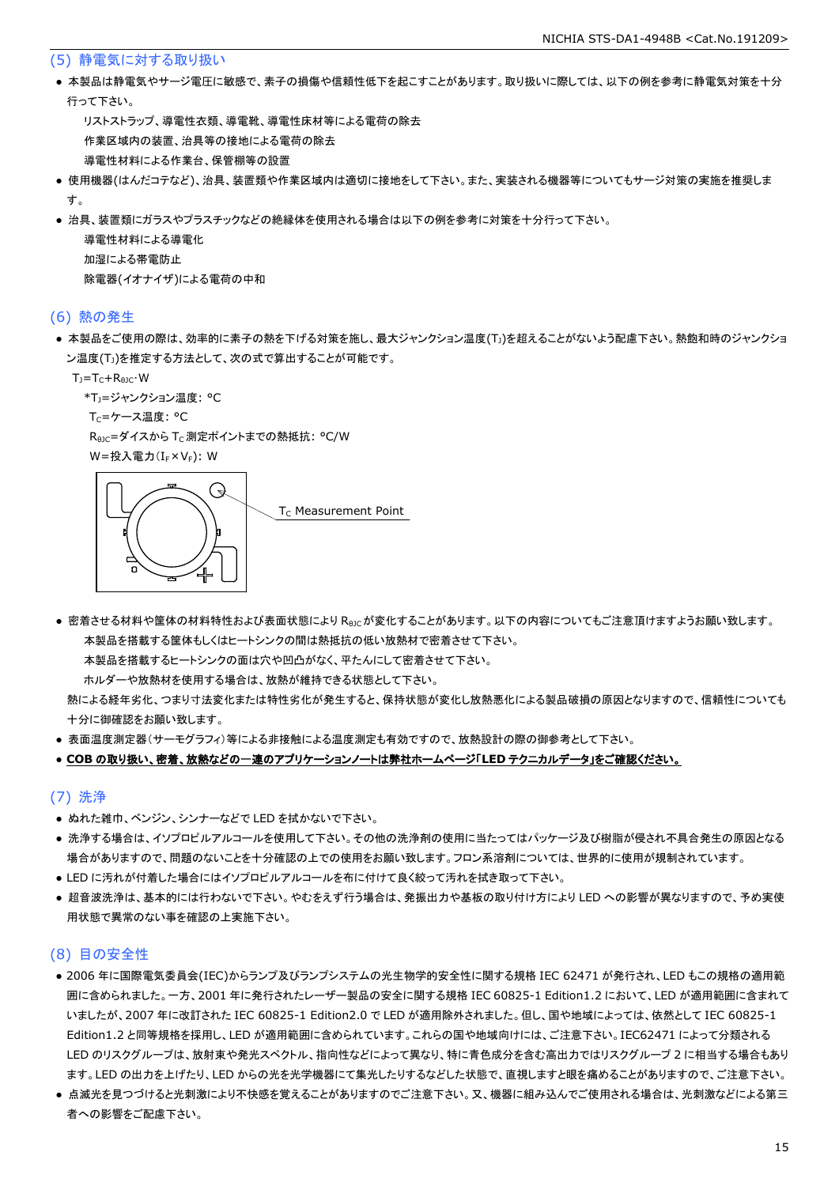## (5) 静電気に対する取り扱い

- 本製品は静電気やサージ電圧に敏感で、素子の損傷や信頼性低下を起こすことがあります。取り扱いに際しては、以下の例を参考に静電気対策を十分行って下さい。
  - リストストラップ、導電性衣類、導電靴、導電性床材等による電荷の除去
  - 作業区域内の装置、治具等の接地による電荷の除去
  - 導電性材料による作業台、保管棚等の設置
- 使用機器(はんだコテなど)、治具、装置類や作業区域内は適切に接地をして下さい。また、実装される機器等についてもサージ対策の実施を推奨します。
- 治具、装置類にガラスやプラスチックなどの絶縁体を使用される場合は以下の例を参考に対策を十分行って下さい。
  - 導電性材料による導電化
  - 加湿による帯電防止
  - 除電器(イオナイザ)による電荷の中和

## (6) 熱の発生

- 本製品をご使用の際は、効率的に素子の熱を下げる対策を施し、最大ジャンクション温度($T_J$)を超えることがないよう配慮下さい。熱飽和時のジャンクション温度($T_J$)を推定する方法として、次の式で算出することが可能です。

  $T_J=T_C+R_{\theta JC}\cdot W$

  *$T_J$=ジャンクション温度: °C
  $T_C$=ケース温度: °C
  $R_{\theta JC}$=ダイスから $T_C$ 測定ポイントまでの熱抵抗: °C/W
  W=投入電力($I_F\times V_F$): W

  $T_C$ Measurement Point

- 密着させる材料や筐体の材料特性および表面状態により $R_{\theta JC}$ が変化することがあります。以下の内容についてもご注意頂けますようお願い致します。
  - 本製品を搭載する筐体もしくはヒートシンクの間は熱抵抗の低い放熱材で密着させて下さい。
  - 本製品を搭載するヒートシンクの面は穴や凹凸がなく、平たんにして密着させて下さい。
  - ホルダーや放熱材を使用する場合は、放熱が維持できる状態として下さい。

  熱による経年劣化、つまり寸法変化または特性劣化が発生すると、保持状態が変化し放熱悪化による製品破損の原因となりますので、信頼性についても十分に御確認をお願い致します。
- 表面温度測定器(サーモグラフィ)等による非接触による温度測定も有効ですので、放熱設計の際の御参考として下さい。
- **COB の取り扱い、密着、放熱などの一連のアプリケーションノートは弊社ホームページ「LED テクニカルデータ」をご確認ください。**

## (7) 洗浄

- ぬれた雑巾、ベンジン、シンナーなどで LED を拭かないで下さい。
- 洗浄する場合は、イソプロピルアルコールを使用して下さい。その他の洗浄剤の使用に当たってはパッケージ及び樹脂が侵され不具合発生の原因となる場合がありますので、問題のないことを十分確認の上での使用をお願い致します。フロン系溶剤については、世界的に使用が規制されています。
- LED に汚れが付着した場合にはイソプロピルアルコールを布に付けて良く絞って汚れを拭き取って下さい。
- 超音波洗浄は、基本的には行わないで下さい。やむをえず行う場合は、発振出力や基板の取り付け方により LED への影響が異なりますので、予め実使用状態で異常のない事を確認の上実施下さい。

## (8) 目の安全性

- 2006 年に国際電気委員会(IEC)からランプ及びランプシステムの光生物学的安全性に関する規格 IEC 62471 が発行され、LED もこの規格の適用範囲に含められました。一方、2001 年に発行されたレーザー製品の安全に関する規格 IEC 60825-1 Edition1.2 において、LED が適用範囲に含まれていましたが、2007 年に改訂された IEC 60825-1 Edition2.0 で LED が適用除外されました。但し、国や地域によっては、依然として IEC 60825-1 Edition1.2 と同等規格を採用し、LED が適用範囲に含められています。これらの国や地域向けには、ご注意下さい。IEC62471 によって分類される LED のリスクグループは、放射束や発光スペクトル、指向性などによって異なり、特に青色成分を含む高出力ではリスクグループ 2 に相当する場合もあります。LED の出力を上げたり、LED からの光を光学機器にて集光したりするなどした状態で、直視しますと眼を痛めることがありますので、ご注意下さい。
- 点滅光を見つづけると光刺激により不快感を覚えることがありますのでご注意下さい。又、機器に組み込んでご使用される場合は、光刺激などによる第三者への影響をご配慮下さい。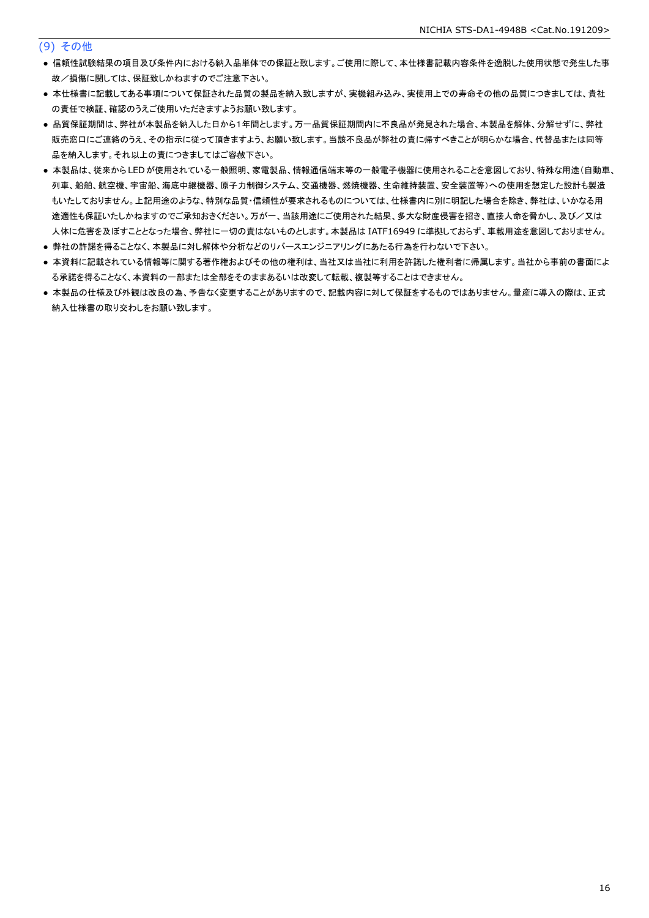### (9) その他

- 信頼性試験結果の項目及び条件内における納入品単体での保証と致します。ご使用に際して、本仕様書記載内容条件を逸脱した使用状態で発生した事故／損傷に関しては、保証致しかねますのでご注意下さい。
- 本仕様書に記載してある事項について保証された品質の製品を納入致しますが、実機組み込み、実使用上での寿命その他の品質につきましては、貴社の責任で検証、確認のうえご使用いただきますようお願い致します。
- 品質保証期間は、弊社が本製品を納入した日から1年間とします。万一品質保証期間内に不良品が発見された場合、本製品を解体、分解せずに、弊社販売窓口にご連絡のうえ、その指示に従って頂きますよう、お願い致します。当該不良品が弊社の責に帰すべきことが明らかな場合、代替品または同等品を納入します。それ以上の責につきましてはご容赦下さい。
- 本製品は、従来からLEDが使用されている一般照明、家電製品、情報通信端末等の一般電子機器に使用されることを意図しており、特殊な用途（自動車、列車、船舶、航空機、宇宙船、海底中継機器、原子力制御システム、交通機器、燃焼機器、生命維持装置、安全装置等）への使用を想定した設計も製造もいたしておりません。上記用途のような、特別な品質･信頼性が要求されるものについては、仕様書内に別に明記した場合を除き、弊社は、いかなる用途適性も保証いたしかねますのでご承知おきください。万が一、当該用途にご使用された結果、多大な財産侵害を招き、直接人命を脅かし、及び／又は人体に危害を及ぼすこととなった場合、弊社に一切の責はないものとします。本製品はIATF16949に準拠しておらず、車載用途を意図しておりません。
- 弊社の許諾を得ることなく、本製品に対し解体や分析などのリバースエンジニアリングにあたる行為を行わないで下さい。
- 本資料に記載されている情報等に関する著作権およびその他の権利は、当社又は当社に利用を許諾した権利者に帰属します。当社から事前の書面による承諾を得ることなく、本資料の一部または全部をそのままあるいは改変して転載、複製等することはできません。
- 本製品の仕様及び外観は改良の為、予告なく変更することがありますので、記載内容に対して保証をするものではありません。量産に導入の際は、正式納入仕様書の取り交わしをお願い致します。